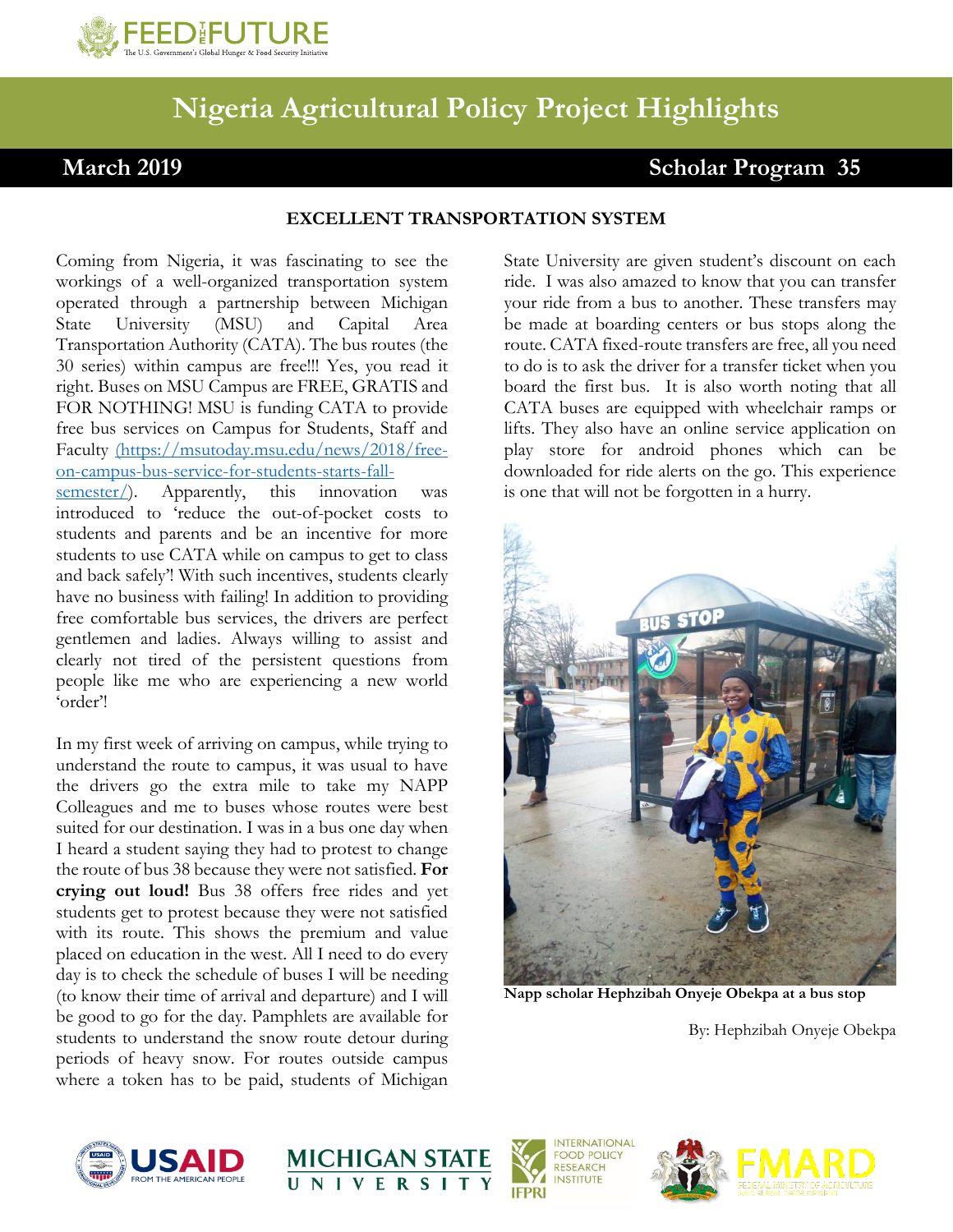# Nigeria Agricultural Policy Project Highlights

**March 2019** **Scholar Program 35**

### EXCELLENT TRANSPORTATION SYSTEM

Coming from Nigeria, it was fascinating to see the workings of a well-organized transportation system operated through a partnership between Michigan State University (MSU) and Capital Area Transportation Authority (CATA). The bus routes (the 30 series) within campus are free!!! Yes, you read it right. Buses on MSU Campus are FREE, GRATIS and FOR NOTHING! MSU is funding CATA to provide free bus services on Campus for Students, Staff and Faculty (https://msutoday.msu.edu/news/2018/free-on-campus-bus-service-for-students-starts-fall-semester/). Apparently, this innovation was introduced to 'reduce the out-of-pocket costs to students and parents and be an incentive for more students to use CATA while on campus to get to class and back safely'! With such incentives, students clearly have no business with failing! In addition to providing free comfortable bus services, the drivers are perfect gentlemen and ladies. Always willing to assist and clearly not tired of the persistent questions from people like me who are experiencing a new world 'order'!

In my first week of arriving on campus, while trying to understand the route to campus, it was usual to have the drivers go the extra mile to take my NAPP Colleagues and me to buses whose routes were best suited for our destination. I was in a bus one day when I heard a student saying they had to protest to change the route of bus 38 because they were not satisfied. **For crying out loud!** Bus 38 offers free rides and yet students get to protest because they were not satisfied with its route. This shows the premium and value placed on education in the west. All I need to do every day is to check the schedule of buses I will be needing (to know their time of arrival and departure) and I will be good to go for the day. Pamphlets are available for students to understand the snow route detour during periods of heavy snow. For routes outside campus where a token has to be paid, students of Michigan State University are given student's discount on each ride. I was also amazed to know that you can transfer your ride from a bus to another. These transfers may be made at boarding centers or bus stops along the route. CATA fixed-route transfers are free, all you need to do is to ask the driver for a transfer ticket when you board the first bus. It is also worth noting that all CATA buses are equipped with wheelchair ramps or lifts. They also have an online service application on play store for android phones which can be downloaded for ride alerts on the go. This experience is one that will not be forgotten in a hurry.

**Napp scholar Hephzibah Onyeje Obekpa at a bus stop**

By: Hephzibah Onyeje Obekpa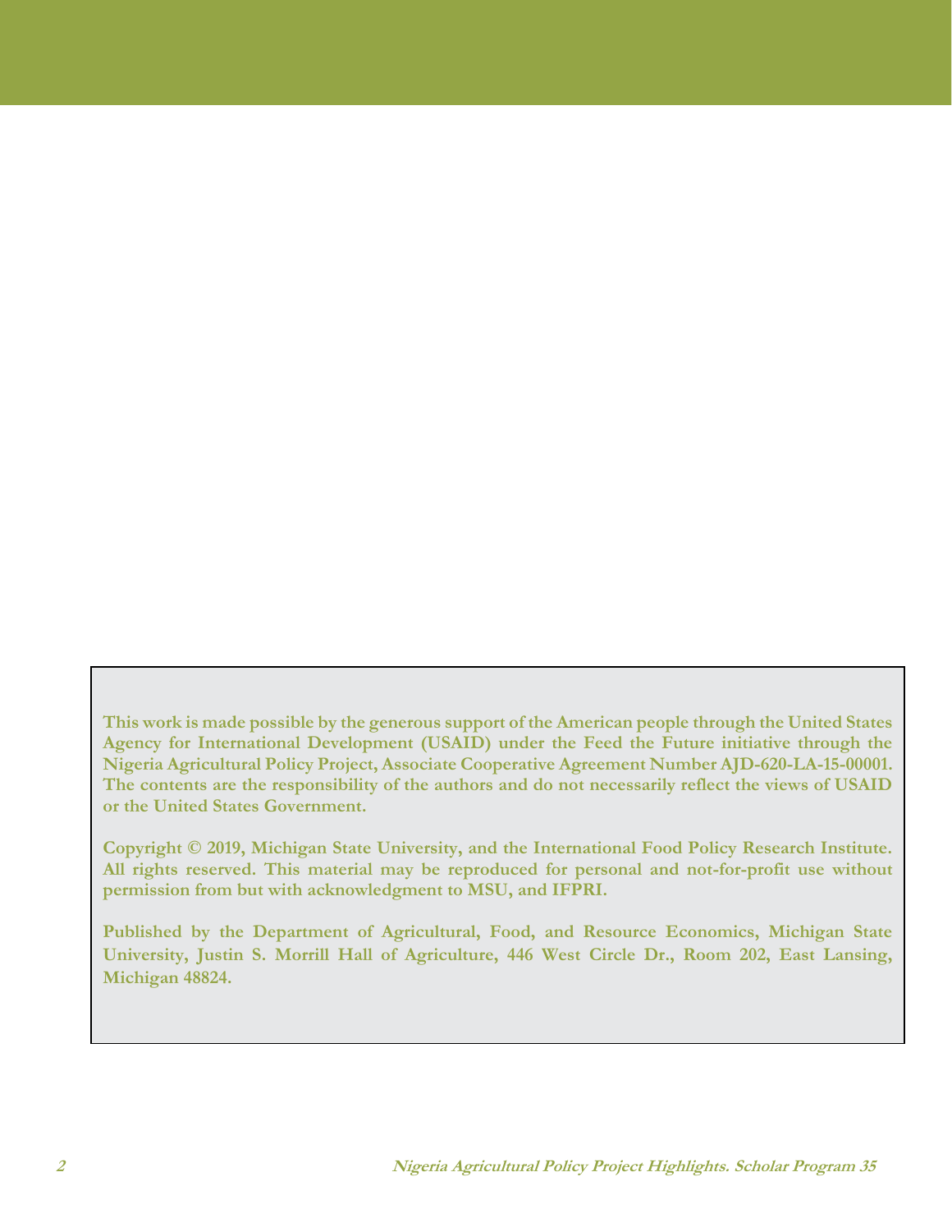**This work is made possible by the generous support of the American people through the United States Agency for International Development (USAID) under the Feed the Future initiative through the Nigeria Agricultural Policy Project, Associate Cooperative Agreement Number AJD-620-LA-15-00001. The contents are the responsibility of the authors and do not necessarily reflect the views of USAID or the United States Government.**

**Copyright © 2019, Michigan State University, and the International Food Policy Research Institute. All rights reserved. This material may be reproduced for personal and not-for-profit use without permission from but with acknowledgment to MSU, and IFPRI.**

**Published by the Department of Agricultural, Food, and Resource Economics, Michigan State University, Justin S. Morrill Hall of Agriculture, 446 West Circle Dr., Room 202, East Lansing, Michigan 48824.**